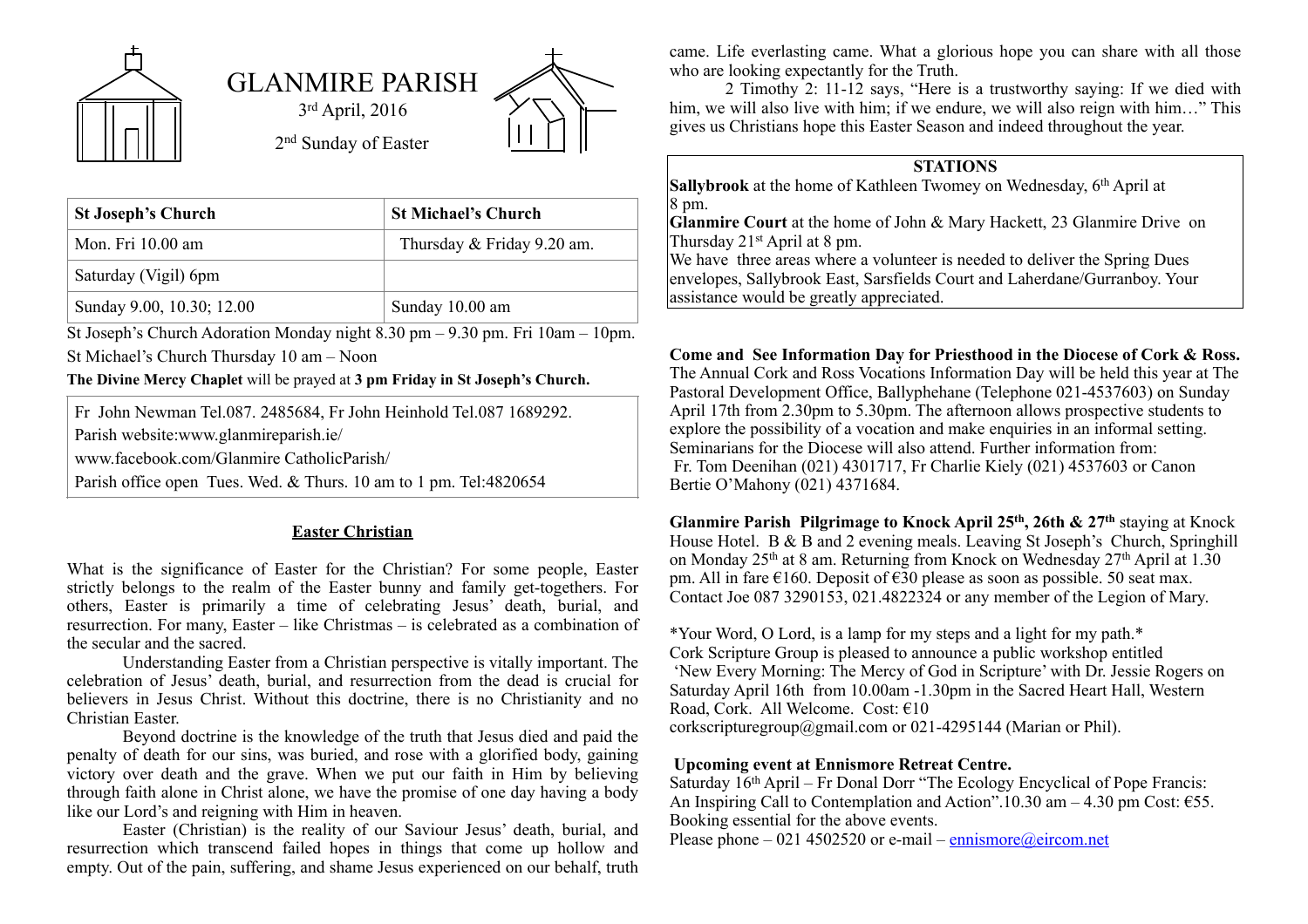# GLANMIRE PARISH

3rd April, 2016

2nd Sunday of Easter

| St Joseph's Church | St Michael's Church |
|---|---|
| Mon. Fri 10.00 am | Thursday & Friday 9.20 am. |
| Saturday (Vigil) 6pm | |
| Sunday 9.00, 10.30; 12.00 | Sunday 10.00 am |

St Joseph's Church Adoration Monday night 8.30 pm – 9.30 pm. Fri 10am – 10pm.

St Michael's Church Thursday 10 am – Noon

**The Divine Mercy Chaplet** will be prayed at **3 pm Friday in St Joseph's Church.**

Fr John Newman Tel.087. 2485684, Fr John Heinhold Tel.087 1689292.
Parish website:www.glanmireparish.ie/
www.facebook.com/Glanmire CatholicParish/
Parish office open Tues. Wed. & Thurs. 10 am to 1 pm. Tel:4820654

## Easter Christian

What is the significance of Easter for the Christian? For some people, Easter strictly belongs to the realm of the Easter bunny and family get-togethers. For others, Easter is primarily a time of celebrating Jesus' death, burial, and resurrection. For many, Easter – like Christmas – is celebrated as a combination of the secular and the sacred.

Understanding Easter from a Christian perspective is vitally important. The celebration of Jesus' death, burial, and resurrection from the dead is crucial for believers in Jesus Christ. Without this doctrine, there is no Christianity and no Christian Easter.

Beyond doctrine is the knowledge of the truth that Jesus died and paid the penalty of death for our sins, was buried, and rose with a glorified body, gaining victory over death and the grave. When we put our faith in Him by believing through faith alone in Christ alone, we have the promise of one day having a body like our Lord's and reigning with Him in heaven.

Easter (Christian) is the reality of our Saviour Jesus' death, burial, and resurrection which transcend failed hopes in things that come up hollow and empty. Out of the pain, suffering, and shame Jesus experienced on our behalf, truth came. Life everlasting came. What a glorious hope you can share with all those who are looking expectantly for the Truth.

2 Timothy 2: 11-12 says, "Here is a trustworthy saying: If we died with him, we will also live with him; if we endure, we will also reign with him…" This gives us Christians hope this Easter Season and indeed throughout the year.

### STATIONS

**Sallybrook** at the home of Kathleen Twomey on Wednesday, 6th April at 8 pm.
**Glanmire Court** at the home of John & Mary Hackett, 23 Glanmire Drive on Thursday 21st April at 8 pm.
We have three areas where a volunteer is needed to deliver the Spring Dues envelopes, Sallybrook East, Sarsfields Court and Laherdane/Gurranboy. Your assistance would be greatly appreciated.

**Come and See Information Day for Priesthood in the Diocese of Cork & Ross.** The Annual Cork and Ross Vocations Information Day will be held this year at The Pastoral Development Office, Ballyphehane (Telephone 021-4537603) on Sunday April 17th from 2.30pm to 5.30pm. The afternoon allows prospective students to explore the possibility of a vocation and make enquiries in an informal setting. Seminarians for the Diocese will also attend. Further information from: Fr. Tom Deenihan (021) 4301717, Fr Charlie Kiely (021) 4537603 or Canon Bertie O'Mahony (021) 4371684.

**Glanmire Parish Pilgrimage to Knock April 25th, 26th & 27th** staying at Knock House Hotel. B & B and 2 evening meals. Leaving St Joseph's Church, Springhill on Monday 25th at 8 am. Returning from Knock on Wednesday 27th April at 1.30 pm. All in fare €160. Deposit of €30 please as soon as possible. 50 seat max. Contact Joe 087 3290153, 021.4822324 or any member of the Legion of Mary.

*Your Word, O Lord, is a lamp for my steps and a light for my path.*
Cork Scripture Group is pleased to announce a public workshop entitled 'New Every Morning: The Mercy of God in Scripture' with Dr. Jessie Rogers on Saturday April 16th from 10.00am -1.30pm in the Sacred Heart Hall, Western Road, Cork. All Welcome. Cost: €10
corkscripturegroup@gmail.com or 021-4295144 (Marian or Phil).

**Upcoming event at Ennismore Retreat Centre.**
Saturday 16th April – Fr Donal Dorr "The Ecology Encyclical of Pope Francis: An Inspiring Call to Contemplation and Action".10.30 am – 4.30 pm Cost: €55.
Booking essential for the above events.
Please phone – 021 4502520 or e-mail – ennismore@eircom.net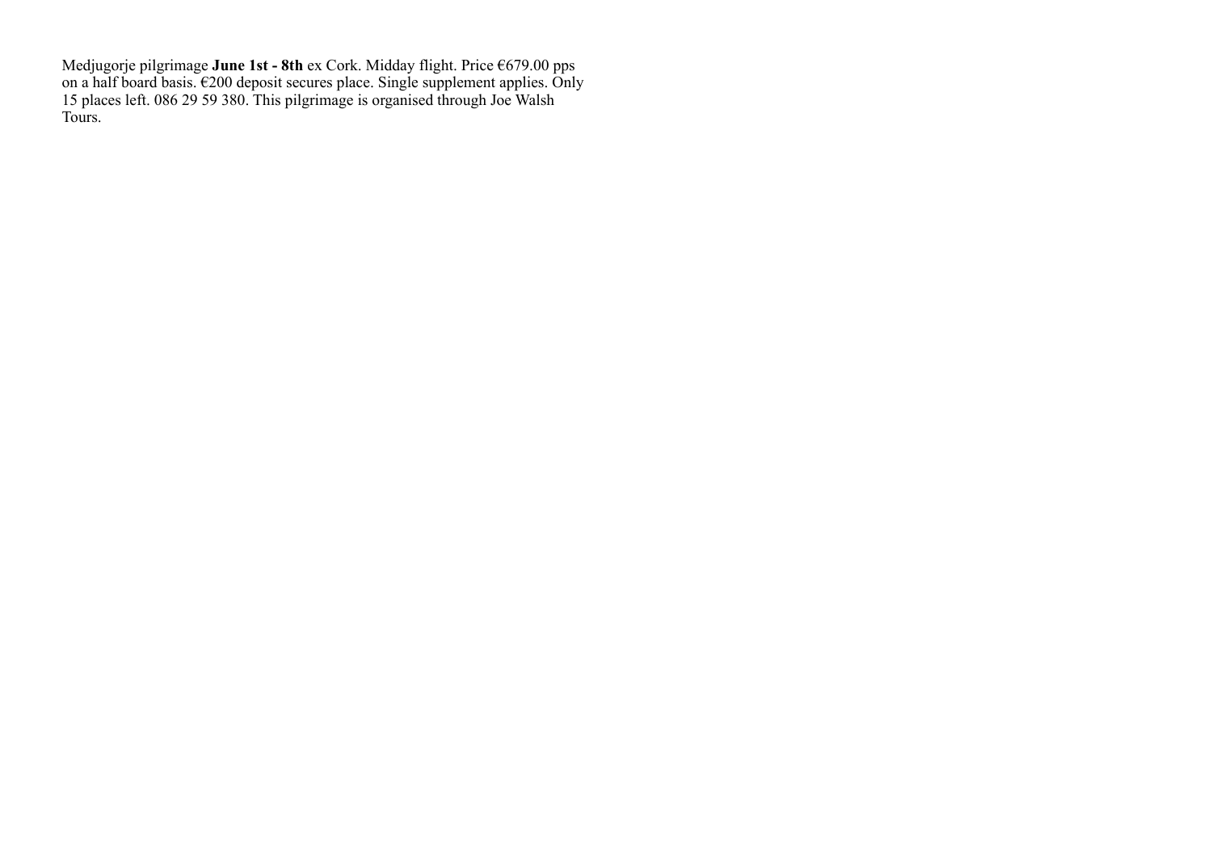Medjugorje pilgrimage **June 1st - 8th** ex Cork. Midday flight. Price €679.00 pps on a half board basis. €200 deposit secures place. Single supplement applies. Only 15 places left. 086 29 59 380. This pilgrimage is organised through Joe Walsh Tours.